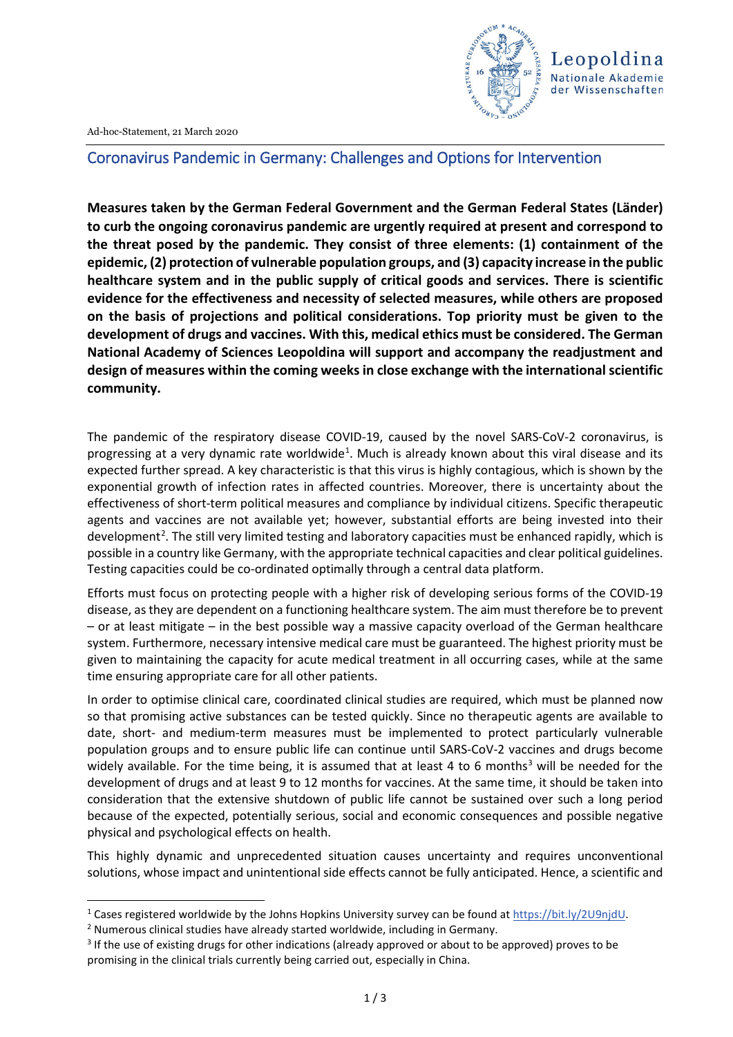Leopoldina
Nationale Akademie
der Wissenschaften

Ad-hoc-Statement, 21 March 2020

# Coronavirus Pandemic in Germany: Challenges and Options for Intervention

**Measures taken by the German Federal Government and the German Federal States (Länder) to curb the ongoing coronavirus pandemic are urgently required at present and correspond to the threat posed by the pandemic. They consist of three elements: (1) containment of the epidemic, (2) protection of vulnerable population groups, and (3) capacity increase in the public healthcare system and in the public supply of critical goods and services. There is scientific evidence for the effectiveness and necessity of selected measures, while others are proposed on the basis of projections and political considerations. Top priority must be given to the development of drugs and vaccines. With this, medical ethics must be considered. The German National Academy of Sciences Leopoldina will support and accompany the readjustment and design of measures within the coming weeks in close exchange with the international scientific community.**

The pandemic of the respiratory disease COVID-19, caused by the novel SARS-CoV-2 coronavirus, is progressing at a very dynamic rate worldwide[1]. Much is already known about this viral disease and its expected further spread. A key characteristic is that this virus is highly contagious, which is shown by the exponential growth of infection rates in affected countries. Moreover, there is uncertainty about the effectiveness of short-term political measures and compliance by individual citizens. Specific therapeutic agents and vaccines are not available yet; however, substantial efforts are being invested into their development[2]. The still very limited testing and laboratory capacities must be enhanced rapidly, which is possible in a country like Germany, with the appropriate technical capacities and clear political guidelines. Testing capacities could be co-ordinated optimally through a central data platform.

Efforts must focus on protecting people with a higher risk of developing serious forms of the COVID-19 disease, as they are dependent on a functioning healthcare system. The aim must therefore be to prevent – or at least mitigate – in the best possible way a massive capacity overload of the German healthcare system. Furthermore, necessary intensive medical care must be guaranteed. The highest priority must be given to maintaining the capacity for acute medical treatment in all occurring cases, while at the same time ensuring appropriate care for all other patients.

In order to optimise clinical care, coordinated clinical studies are required, which must be planned now so that promising active substances can be tested quickly. Since no therapeutic agents are available to date, short- and medium-term measures must be implemented to protect particularly vulnerable population groups and to ensure public life can continue until SARS-CoV-2 vaccines and drugs become widely available. For the time being, it is assumed that at least 4 to 6 months[3] will be needed for the development of drugs and at least 9 to 12 months for vaccines. At the same time, it should be taken into consideration that the extensive shutdown of public life cannot be sustained over such a long period because of the expected, potentially serious, social and economic consequences and possible negative physical and psychological effects on health.

This highly dynamic and unprecedented situation causes uncertainty and requires unconventional solutions, whose impact and unintentional side effects cannot be fully anticipated. Hence, a scientific and

[1] Cases registered worldwide by the Johns Hopkins University survey can be found at https://bit.ly/2U9njdU.

[2] Numerous clinical studies have already started worldwide, including in Germany.

[3] If the use of existing drugs for other indications (already approved or about to be approved) proves to be promising in the clinical trials currently being carried out, especially in China.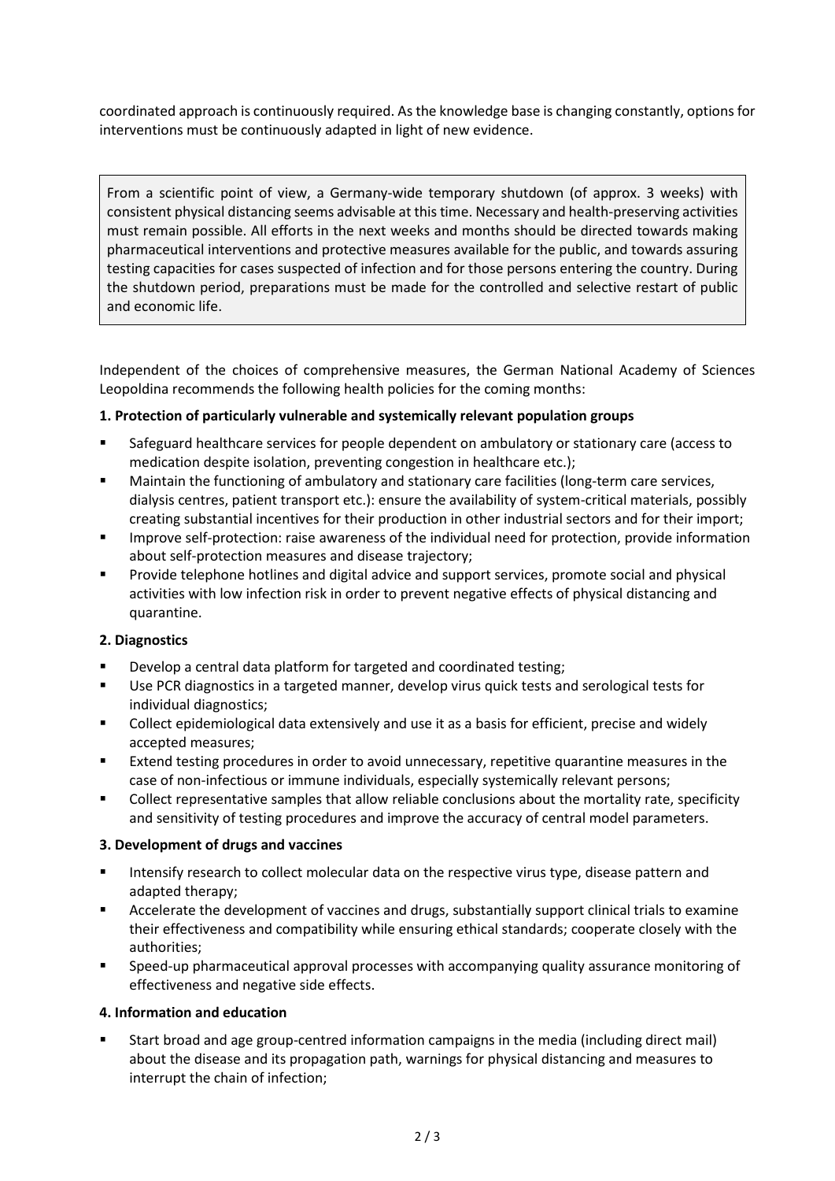coordinated approach is continuously required. As the knowledge base is changing constantly, options for interventions must be continuously adapted in light of new evidence.

> From a scientific point of view, a Germany-wide temporary shutdown (of approx. 3 weeks) with consistent physical distancing seems advisable at this time. Necessary and health-preserving activities must remain possible. All efforts in the next weeks and months should be directed towards making pharmaceutical interventions and protective measures available for the public, and towards assuring testing capacities for cases suspected of infection and for those persons entering the country. During the shutdown period, preparations must be made for the controlled and selective restart of public and economic life.

Independent of the choices of comprehensive measures, the German National Academy of Sciences Leopoldina recommends the following health policies for the coming months:

**1. Protection of particularly vulnerable and systemically relevant population groups**

- Safeguard healthcare services for people dependent on ambulatory or stationary care (access to medication despite isolation, preventing congestion in healthcare etc.);
- Maintain the functioning of ambulatory and stationary care facilities (long-term care services, dialysis centres, patient transport etc.): ensure the availability of system-critical materials, possibly creating substantial incentives for their production in other industrial sectors and for their import;
- Improve self-protection: raise awareness of the individual need for protection, provide information about self-protection measures and disease trajectory;
- Provide telephone hotlines and digital advice and support services, promote social and physical activities with low infection risk in order to prevent negative effects of physical distancing and quarantine.

**2. Diagnostics**

- Develop a central data platform for targeted and coordinated testing;
- Use PCR diagnostics in a targeted manner, develop virus quick tests and serological tests for individual diagnostics;
- Collect epidemiological data extensively and use it as a basis for efficient, precise and widely accepted measures;
- Extend testing procedures in order to avoid unnecessary, repetitive quarantine measures in the case of non-infectious or immune individuals, especially systemically relevant persons;
- Collect representative samples that allow reliable conclusions about the mortality rate, specificity and sensitivity of testing procedures and improve the accuracy of central model parameters.

**3. Development of drugs and vaccines**

- Intensify research to collect molecular data on the respective virus type, disease pattern and adapted therapy;
- Accelerate the development of vaccines and drugs, substantially support clinical trials to examine their effectiveness and compatibility while ensuring ethical standards; cooperate closely with the authorities;
- Speed-up pharmaceutical approval processes with accompanying quality assurance monitoring of effectiveness and negative side effects.

**4. Information and education**

- Start broad and age group-centred information campaigns in the media (including direct mail) about the disease and its propagation path, warnings for physical distancing and measures to interrupt the chain of infection;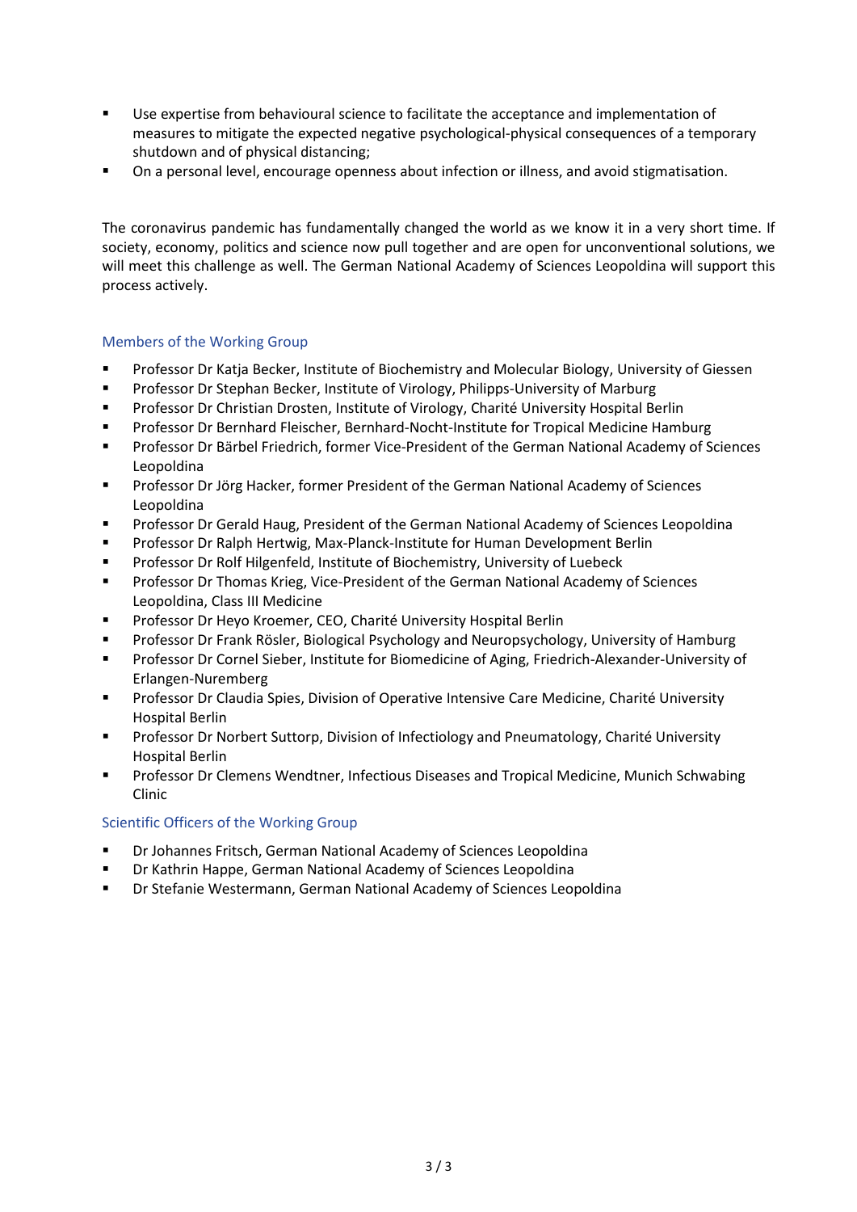- Use expertise from behavioural science to facilitate the acceptance and implementation of measures to mitigate the expected negative psychological-physical consequences of a temporary shutdown and of physical distancing;
- On a personal level, encourage openness about infection or illness, and avoid stigmatisation.

The coronavirus pandemic has fundamentally changed the world as we know it in a very short time. If society, economy, politics and science now pull together and are open for unconventional solutions, we will meet this challenge as well. The German National Academy of Sciences Leopoldina will support this process actively.

## Members of the Working Group

- Professor Dr Katja Becker, Institute of Biochemistry and Molecular Biology, University of Giessen
- Professor Dr Stephan Becker, Institute of Virology, Philipps-University of Marburg
- Professor Dr Christian Drosten, Institute of Virology, Charité University Hospital Berlin
- Professor Dr Bernhard Fleischer, Bernhard-Nocht-Institute for Tropical Medicine Hamburg
- Professor Dr Bärbel Friedrich, former Vice-President of the German National Academy of Sciences Leopoldina
- Professor Dr Jörg Hacker, former President of the German National Academy of Sciences Leopoldina
- Professor Dr Gerald Haug, President of the German National Academy of Sciences Leopoldina
- Professor Dr Ralph Hertwig, Max-Planck-Institute for Human Development Berlin
- Professor Dr Rolf Hilgenfeld, Institute of Biochemistry, University of Luebeck
- Professor Dr Thomas Krieg, Vice-President of the German National Academy of Sciences Leopoldina, Class III Medicine
- Professor Dr Heyo Kroemer, CEO, Charité University Hospital Berlin
- Professor Dr Frank Rösler, Biological Psychology and Neuropsychology, University of Hamburg
- Professor Dr Cornel Sieber, Institute for Biomedicine of Aging, Friedrich-Alexander-University of Erlangen-Nuremberg
- Professor Dr Claudia Spies, Division of Operative Intensive Care Medicine, Charité University Hospital Berlin
- Professor Dr Norbert Suttorp, Division of Infectiology and Pneumatology, Charité University Hospital Berlin
- Professor Dr Clemens Wendtner, Infectious Diseases and Tropical Medicine, Munich Schwabing Clinic

## Scientific Officers of the Working Group

- Dr Johannes Fritsch, German National Academy of Sciences Leopoldina
- Dr Kathrin Happe, German National Academy of Sciences Leopoldina
- Dr Stefanie Westermann, German National Academy of Sciences Leopoldina